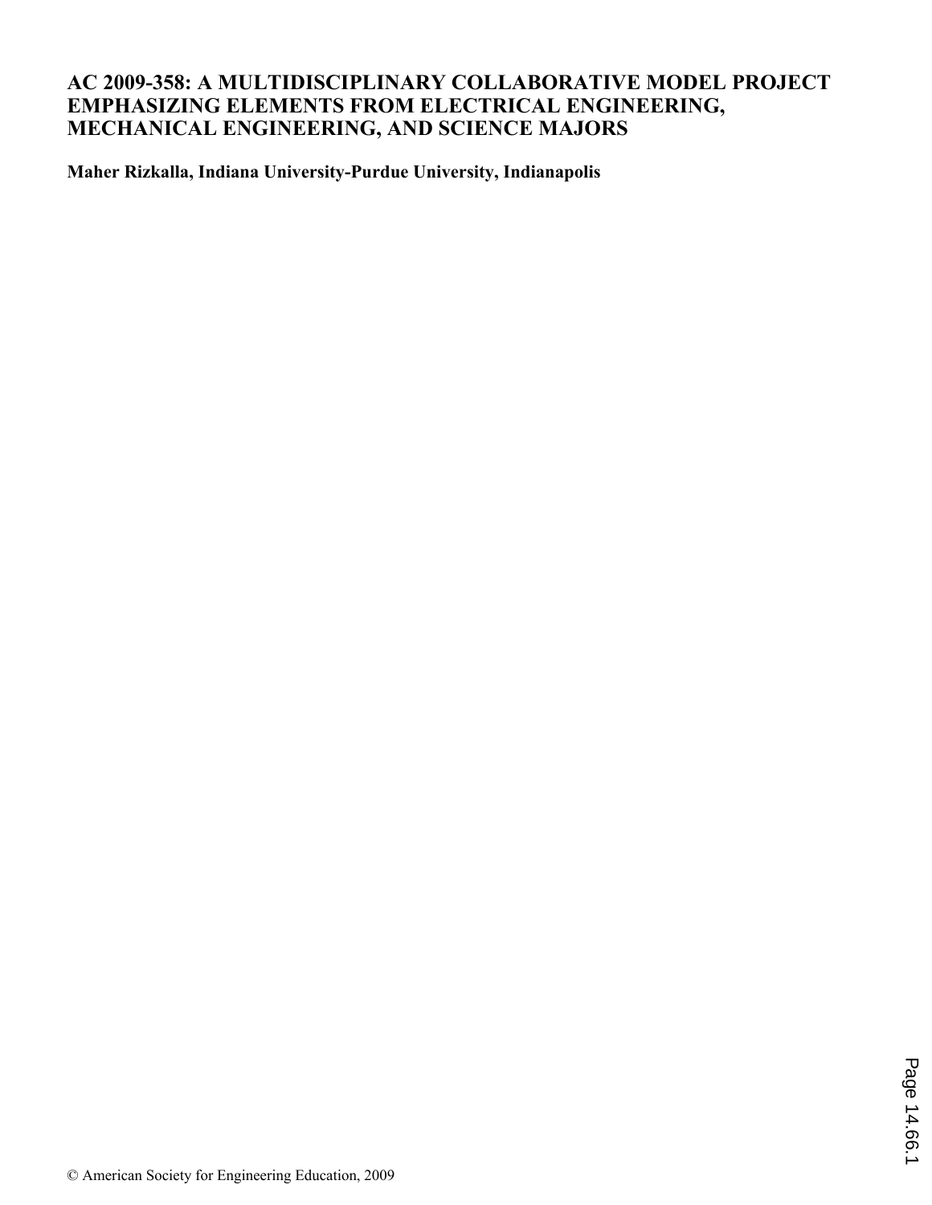# AC 2009-358: A MULTIDISCIPLINARY COLLABORATIVE MODEL PROJECT EMPHASIZING ELEMENTS FROM ELECTRICAL ENGINEERING, MECHANICAL ENGINEERING, AND SCIENCE MAJORS

**Maher Rizkalla, Indiana University-Purdue University, Indianapolis**

© American Society for Engineering Education, 2009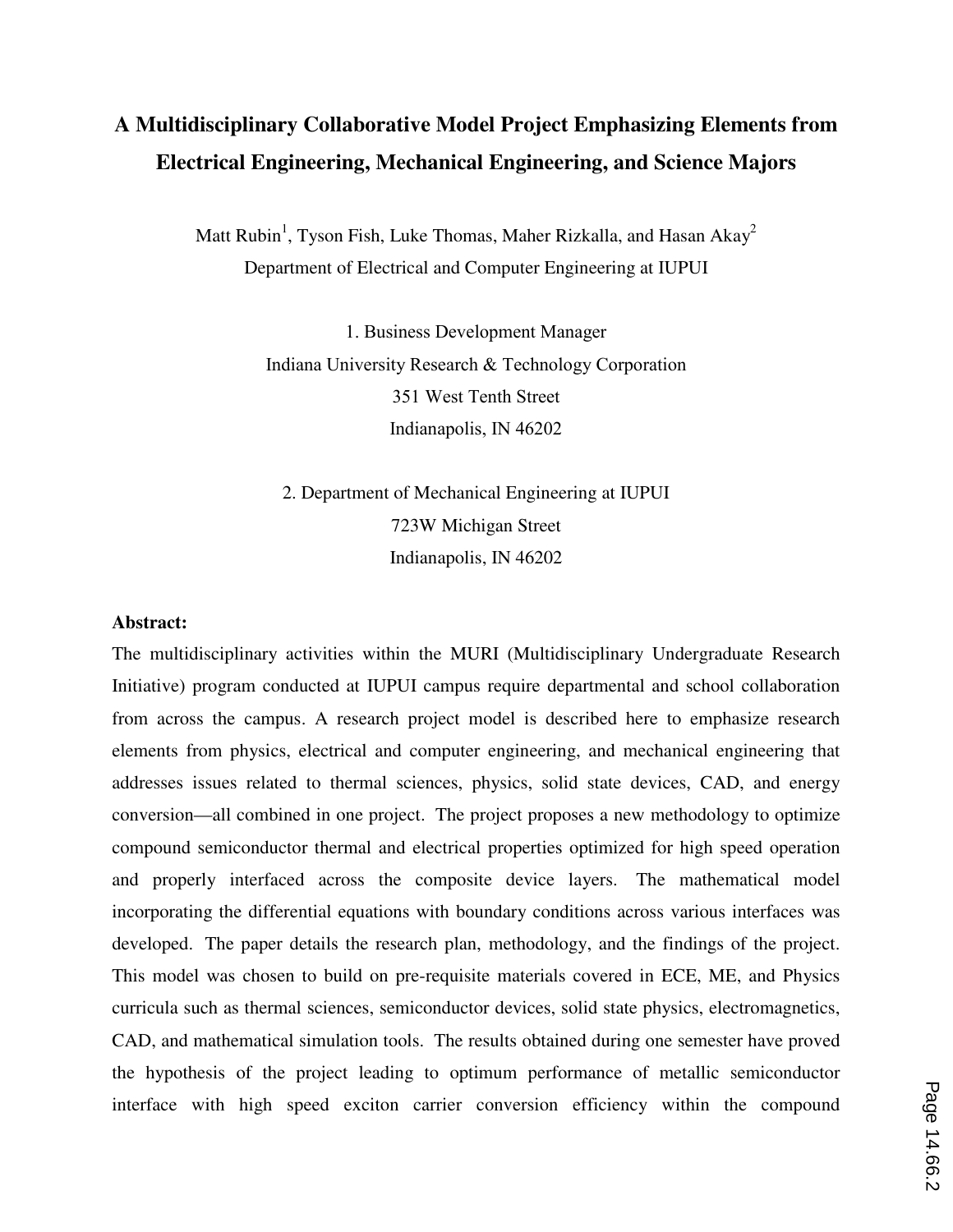# A Multidisciplinary Collaborative Model Project Emphasizing Elements from Electrical Engineering, Mechanical Engineering, and Science Majors

Matt Rubin[1], Tyson Fish, Luke Thomas, Maher Rizkalla, and Hasan Akay[2]
Department of Electrical and Computer Engineering at IUPUI

1. Business Development Manager
Indiana University Research & Technology Corporation
351 West Tenth Street
Indianapolis, IN 46202

2. Department of Mechanical Engineering at IUPUI
723W Michigan Street
Indianapolis, IN 46202

**Abstract:**

The multidisciplinary activities within the MURI (Multidisciplinary Undergraduate Research Initiative) program conducted at IUPUI campus require departmental and school collaboration from across the campus. A research project model is described here to emphasize research elements from physics, electrical and computer engineering, and mechanical engineering that addresses issues related to thermal sciences, physics, solid state devices, CAD, and energy conversion—all combined in one project. The project proposes a new methodology to optimize compound semiconductor thermal and electrical properties optimized for high speed operation and properly interfaced across the composite device layers. The mathematical model incorporating the differential equations with boundary conditions across various interfaces was developed. The paper details the research plan, methodology, and the findings of the project. This model was chosen to build on pre-requisite materials covered in ECE, ME, and Physics curricula such as thermal sciences, semiconductor devices, solid state physics, electromagnetics, CAD, and mathematical simulation tools. The results obtained during one semester have proved the hypothesis of the project leading to optimum performance of metallic semiconductor interface with high speed exciton carrier conversion efficiency within the compound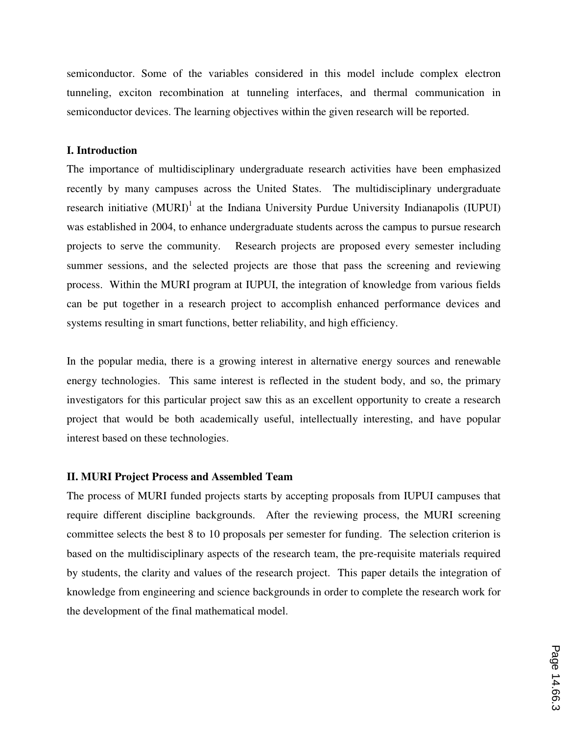semiconductor. Some of the variables considered in this model include complex electron tunneling, exciton recombination at tunneling interfaces, and thermal communication in semiconductor devices. The learning objectives within the given research will be reported.

## I. Introduction

The importance of multidisciplinary undergraduate research activities have been emphasized recently by many campuses across the United States. The multidisciplinary undergraduate research initiative (MURI)[1] at the Indiana University Purdue University Indianapolis (IUPUI) was established in 2004, to enhance undergraduate students across the campus to pursue research projects to serve the community. Research projects are proposed every semester including summer sessions, and the selected projects are those that pass the screening and reviewing process. Within the MURI program at IUPUI, the integration of knowledge from various fields can be put together in a research project to accomplish enhanced performance devices and systems resulting in smart functions, better reliability, and high efficiency.

In the popular media, there is a growing interest in alternative energy sources and renewable energy technologies. This same interest is reflected in the student body, and so, the primary investigators for this particular project saw this as an excellent opportunity to create a research project that would be both academically useful, intellectually interesting, and have popular interest based on these technologies.

## II. MURI Project Process and Assembled Team

The process of MURI funded projects starts by accepting proposals from IUPUI campuses that require different discipline backgrounds. After the reviewing process, the MURI screening committee selects the best 8 to 10 proposals per semester for funding. The selection criterion is based on the multidisciplinary aspects of the research team, the pre-requisite materials required by students, the clarity and values of the research project. This paper details the integration of knowledge from engineering and science backgrounds in order to complete the research work for the development of the final mathematical model.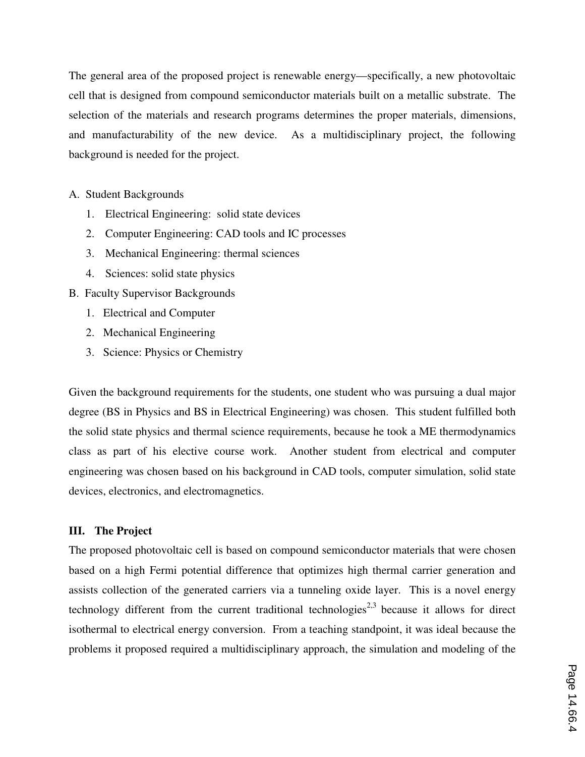The general area of the proposed project is renewable energy—specifically, a new photovoltaic cell that is designed from compound semiconductor materials built on a metallic substrate. The selection of the materials and research programs determines the proper materials, dimensions, and manufacturability of the new device. As a multidisciplinary project, the following background is needed for the project.

A. Student Backgrounds
   1. Electrical Engineering: solid state devices
   2. Computer Engineering: CAD tools and IC processes
   3. Mechanical Engineering: thermal sciences
   4. Sciences: solid state physics

B. Faculty Supervisor Backgrounds
   1. Electrical and Computer
   2. Mechanical Engineering
   3. Science: Physics or Chemistry

Given the background requirements for the students, one student who was pursuing a dual major degree (BS in Physics and BS in Electrical Engineering) was chosen. This student fulfilled both the solid state physics and thermal science requirements, because he took a ME thermodynamics class as part of his elective course work. Another student from electrical and computer engineering was chosen based on his background in CAD tools, computer simulation, solid state devices, electronics, and electromagnetics.

### III. The Project

The proposed photovoltaic cell is based on compound semiconductor materials that were chosen based on a high Fermi potential difference that optimizes high thermal carrier generation and assists collection of the generated carriers via a tunneling oxide layer. This is a novel energy technology different from the current traditional technologies[2,3] because it allows for direct isothermal to electrical energy conversion. From a teaching standpoint, it was ideal because the problems it proposed required a multidisciplinary approach, the simulation and modeling of the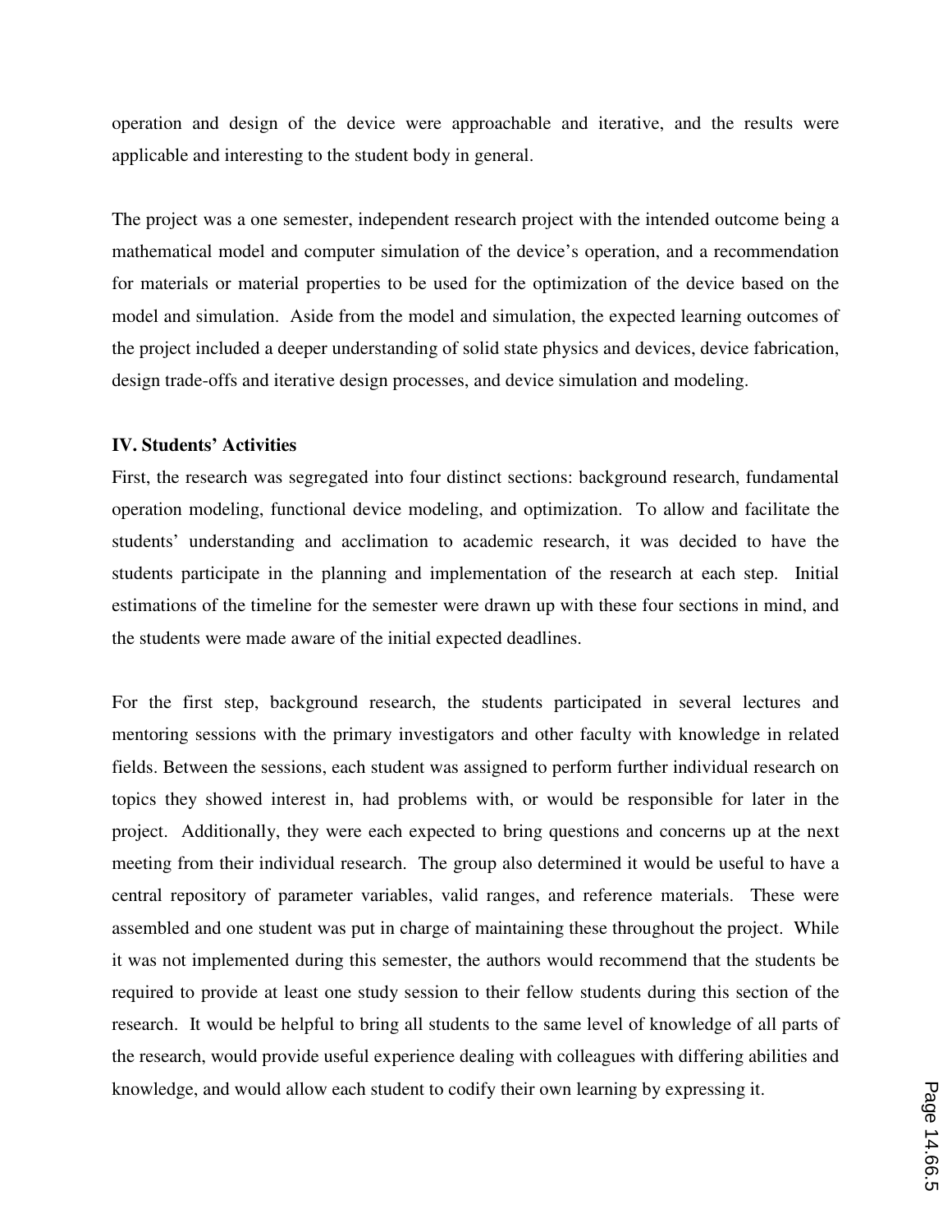operation and design of the device were approachable and iterative, and the results were applicable and interesting to the student body in general.

The project was a one semester, independent research project with the intended outcome being a mathematical model and computer simulation of the device's operation, and a recommendation for materials or material properties to be used for the optimization of the device based on the model and simulation. Aside from the model and simulation, the expected learning outcomes of the project included a deeper understanding of solid state physics and devices, device fabrication, design trade-offs and iterative design processes, and device simulation and modeling.

**IV. Students' Activities**

First, the research was segregated into four distinct sections: background research, fundamental operation modeling, functional device modeling, and optimization. To allow and facilitate the students' understanding and acclimation to academic research, it was decided to have the students participate in the planning and implementation of the research at each step. Initial estimations of the timeline for the semester were drawn up with these four sections in mind, and the students were made aware of the initial expected deadlines.

For the first step, background research, the students participated in several lectures and mentoring sessions with the primary investigators and other faculty with knowledge in related fields. Between the sessions, each student was assigned to perform further individual research on topics they showed interest in, had problems with, or would be responsible for later in the project. Additionally, they were each expected to bring questions and concerns up at the next meeting from their individual research. The group also determined it would be useful to have a central repository of parameter variables, valid ranges, and reference materials. These were assembled and one student was put in charge of maintaining these throughout the project. While it was not implemented during this semester, the authors would recommend that the students be required to provide at least one study session to their fellow students during this section of the research. It would be helpful to bring all students to the same level of knowledge of all parts of the research, would provide useful experience dealing with colleagues with differing abilities and knowledge, and would allow each student to codify their own learning by expressing it.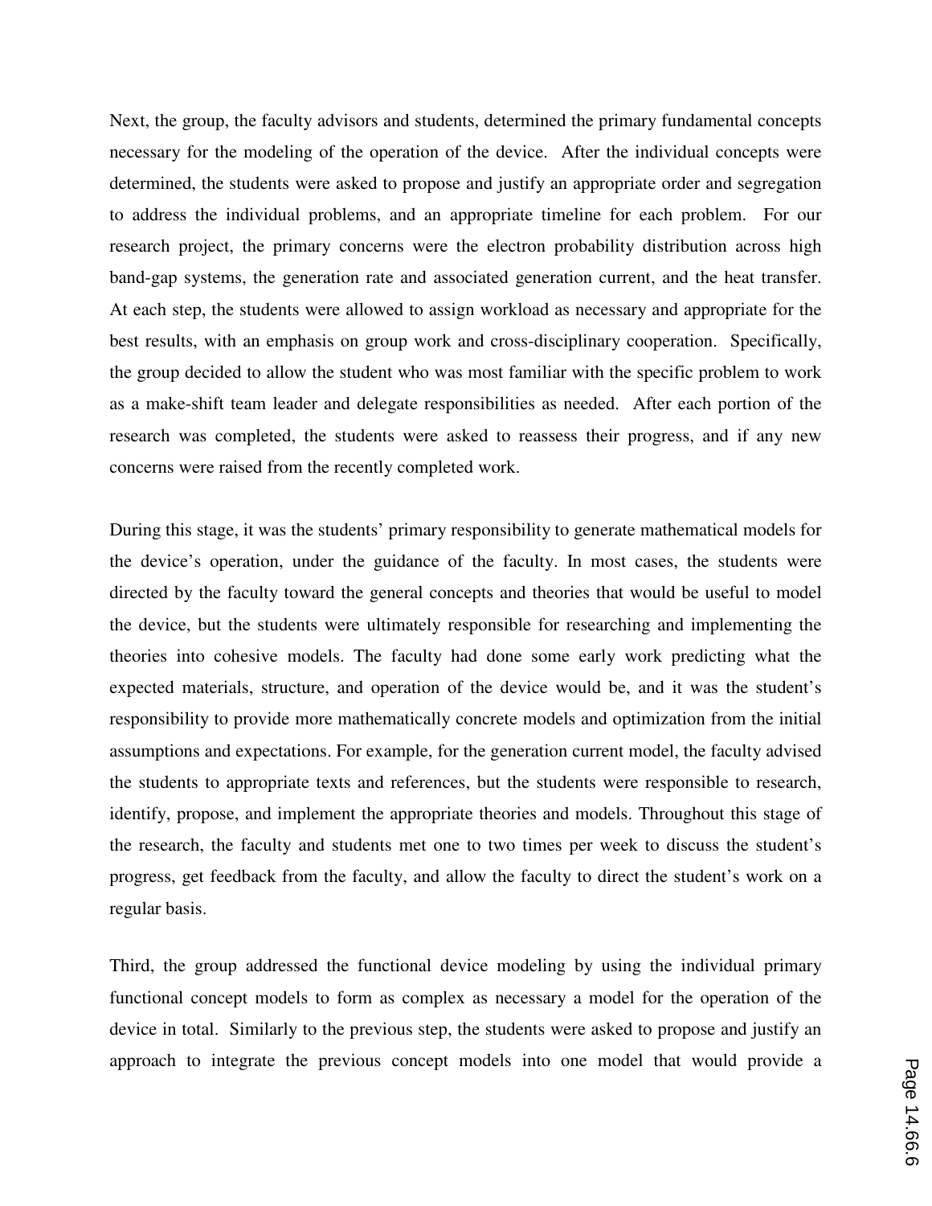Next, the group, the faculty advisors and students, determined the primary fundamental concepts necessary for the modeling of the operation of the device. After the individual concepts were determined, the students were asked to propose and justify an appropriate order and segregation to address the individual problems, and an appropriate timeline for each problem. For our research project, the primary concerns were the electron probability distribution across high band-gap systems, the generation rate and associated generation current, and the heat transfer. At each step, the students were allowed to assign workload as necessary and appropriate for the best results, with an emphasis on group work and cross-disciplinary cooperation. Specifically, the group decided to allow the student who was most familiar with the specific problem to work as a make-shift team leader and delegate responsibilities as needed. After each portion of the research was completed, the students were asked to reassess their progress, and if any new concerns were raised from the recently completed work.

During this stage, it was the students' primary responsibility to generate mathematical models for the device's operation, under the guidance of the faculty. In most cases, the students were directed by the faculty toward the general concepts and theories that would be useful to model the device, but the students were ultimately responsible for researching and implementing the theories into cohesive models. The faculty had done some early work predicting what the expected materials, structure, and operation of the device would be, and it was the student's responsibility to provide more mathematically concrete models and optimization from the initial assumptions and expectations. For example, for the generation current model, the faculty advised the students to appropriate texts and references, but the students were responsible to research, identify, propose, and implement the appropriate theories and models. Throughout this stage of the research, the faculty and students met one to two times per week to discuss the student's progress, get feedback from the faculty, and allow the faculty to direct the student's work on a regular basis.

Third, the group addressed the functional device modeling by using the individual primary functional concept models to form as complex as necessary a model for the operation of the device in total. Similarly to the previous step, the students were asked to propose and justify an approach to integrate the previous concept models into one model that would provide a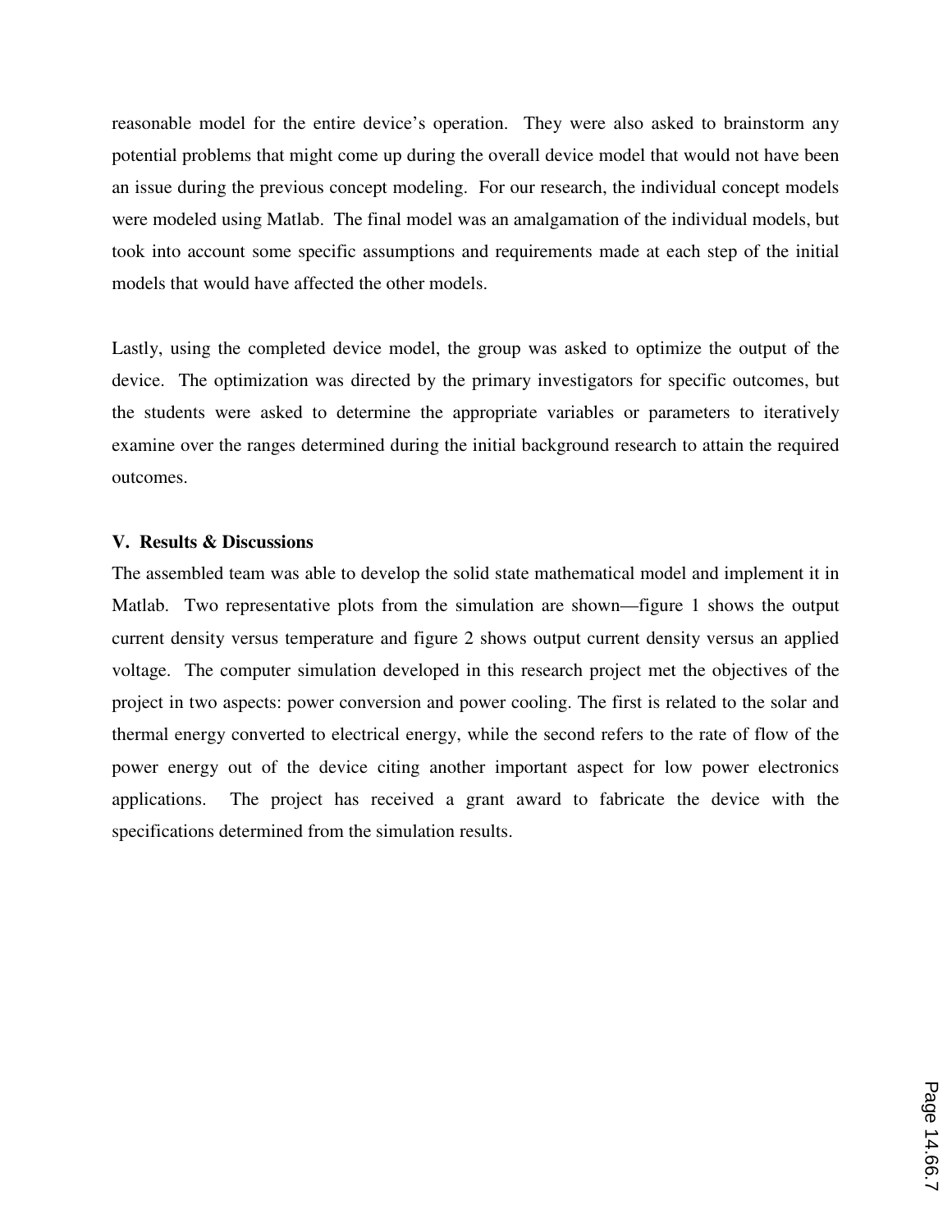reasonable model for the entire device's operation. They were also asked to brainstorm any potential problems that might come up during the overall device model that would not have been an issue during the previous concept modeling. For our research, the individual concept models were modeled using Matlab. The final model was an amalgamation of the individual models, but took into account some specific assumptions and requirements made at each step of the initial models that would have affected the other models.

Lastly, using the completed device model, the group was asked to optimize the output of the device. The optimization was directed by the primary investigators for specific outcomes, but the students were asked to determine the appropriate variables or parameters to iteratively examine over the ranges determined during the initial background research to attain the required outcomes.

## V. Results & Discussions

The assembled team was able to develop the solid state mathematical model and implement it in Matlab. Two representative plots from the simulation are shown—figure 1 shows the output current density versus temperature and figure 2 shows output current density versus an applied voltage. The computer simulation developed in this research project met the objectives of the project in two aspects: power conversion and power cooling. The first is related to the solar and thermal energy converted to electrical energy, while the second refers to the rate of flow of the power energy out of the device citing another important aspect for low power electronics applications. The project has received a grant award to fabricate the device with the specifications determined from the simulation results.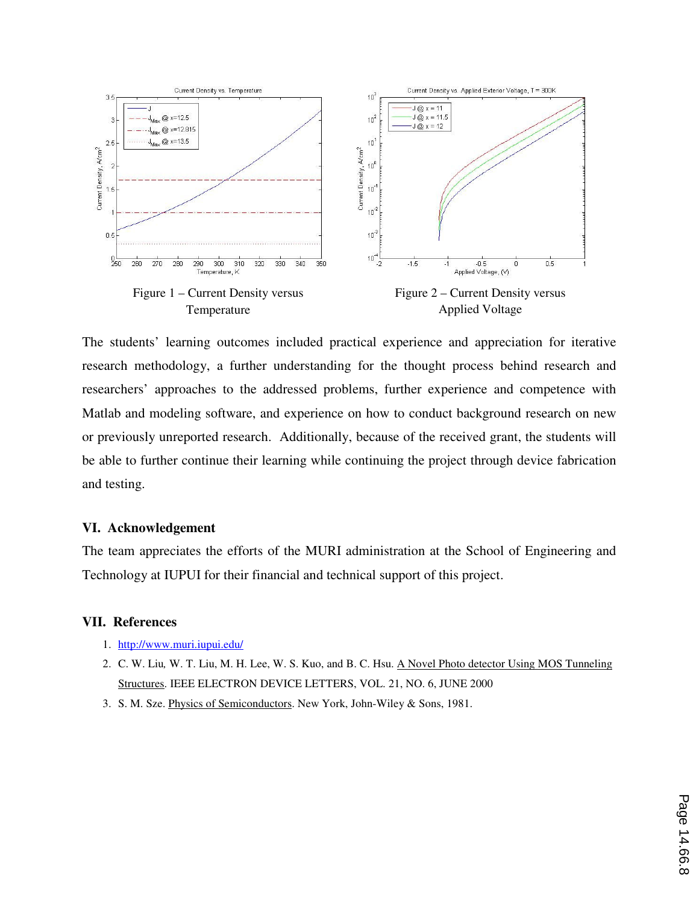Current Density vs. Temperature

Current Density, A/cm$^2$

Temperature, K

J

$J_{Max}$ @ x=12.5

$J_{Max}$ @ x=12.815

$J_{Max}$ @ x=13.5

Figure 1 – Current Density versus Temperature

Current Density vs. Applied Exterior Voltage, T = 300K

Current Density, A/cm$^2$

Applied Voltage, (V)

J @ x = 11

J @ x = 11.5

J @ x = 12

Figure 2 – Current Density versus Applied Voltage

The students' learning outcomes included practical experience and appreciation for iterative research methodology, a further understanding for the thought process behind research and researchers' approaches to the addressed problems, further experience and competence with Matlab and modeling software, and experience on how to conduct background research on new or previously unreported research. Additionally, because of the received grant, the students will be able to further continue their learning while continuing the project through device fabrication and testing.

## VI. Acknowledgement

The team appreciates the efforts of the MURI administration at the School of Engineering and Technology at IUPUI for their financial and technical support of this project.

## VII. References

1. http://www.muri.iupui.edu/
2. C. W. Liu, W. T. Liu, M. H. Lee, W. S. Kuo, and B. C. Hsu. A Novel Photo detector Using MOS Tunneling Structures. IEEE ELECTRON DEVICE LETTERS, VOL. 21, NO. 6, JUNE 2000
3. S. M. Sze. Physics of Semiconductors. New York, John-Wiley & Sons, 1981.